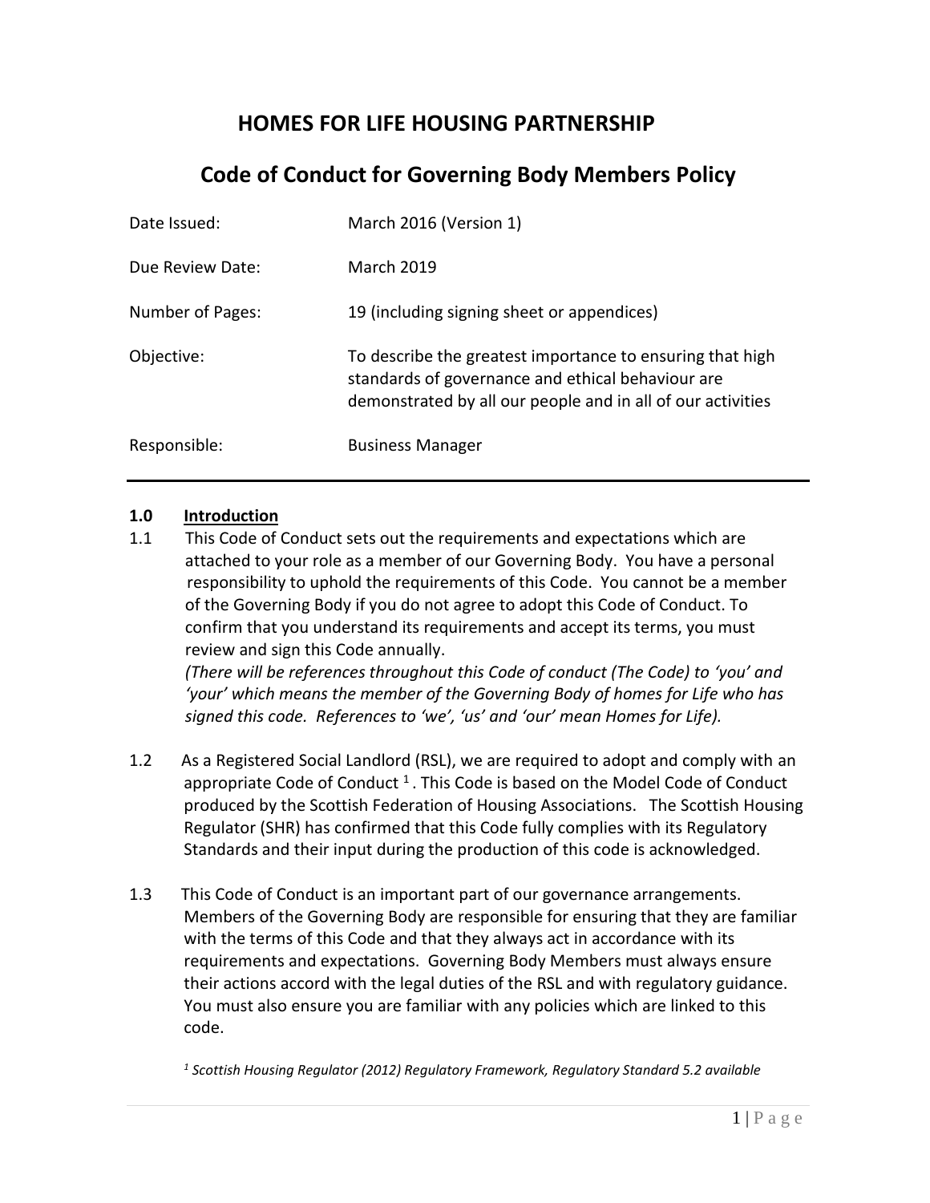# HOMES FOR LIFE HOUSING PARTNERSHIP

## Code of Conduct for Governing Body Members Policy

| | |
|---|---|
| Date Issued: | March 2016 (Version 1) |
| Due Review Date: | March 2019 |
| Number of Pages: | 19 (including signing sheet or appendices) |
| Objective: | To describe the greatest importance to ensuring that high standards of governance and ethical behaviour are demonstrated by all our people and in all of our activities |
| Responsible: | Business Manager |

---

### 1.0 Introduction

1.1 This Code of Conduct sets out the requirements and expectations which are attached to your role as a member of our Governing Body. You have a personal responsibility to uphold the requirements of this Code. You cannot be a member of the Governing Body if you do not agree to adopt this Code of Conduct. To confirm that you understand its requirements and accept its terms, you must review and sign this Code annually.
*(There will be references throughout this Code of conduct (The Code) to 'you' and 'your' which means the member of the Governing Body of homes for Life who has signed this code. References to 'we', 'us' and 'our' mean Homes for Life).*

1.2 As a Registered Social Landlord (RSL), we are required to adopt and comply with an appropriate Code of Conduct [1]. This Code is based on the Model Code of Conduct produced by the Scottish Federation of Housing Associations. The Scottish Housing Regulator (SHR) has confirmed that this Code fully complies with its Regulatory Standards and their input during the production of this code is acknowledged.

1.3 This Code of Conduct is an important part of our governance arrangements. Members of the Governing Body are responsible for ensuring that they are familiar with the terms of this Code and that they always act in accordance with its requirements and expectations. Governing Body Members must always ensure their actions accord with the legal duties of the RSL and with regulatory guidance. You must also ensure you are familiar with any policies which are linked to this code.

*[1] Scottish Housing Regulator (2012) Regulatory Framework, Regulatory Standard 5.2 available*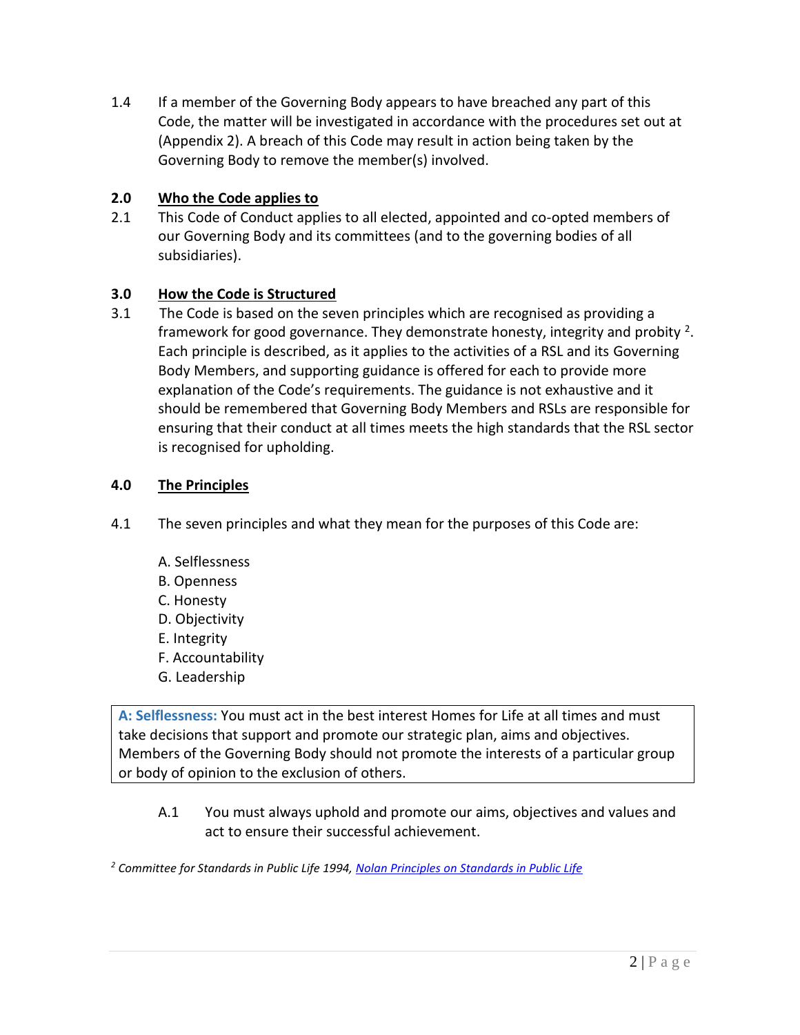1.4 If a member of the Governing Body appears to have breached any part of this Code, the matter will be investigated in accordance with the procedures set out at (Appendix 2). A breach of this Code may result in action being taken by the Governing Body to remove the member(s) involved.

## 2.0 Who the Code applies to

2.1 This Code of Conduct applies to all elected, appointed and co-opted members of our Governing Body and its committees (and to the governing bodies of all subsidiaries).

## 3.0 How the Code is Structured

3.1 The Code is based on the seven principles which are recognised as providing a framework for good governance. They demonstrate honesty, integrity and probity [2]. Each principle is described, as it applies to the activities of a RSL and its Governing Body Members, and supporting guidance is offered for each to provide more explanation of the Code's requirements. The guidance is not exhaustive and it should be remembered that Governing Body Members and RSLs are responsible for ensuring that their conduct at all times meets the high standards that the RSL sector is recognised for upholding.

## 4.0 The Principles

4.1 The seven principles and what they mean for the purposes of this Code are:

A. Selflessness
B. Openness
C. Honesty
D. Objectivity
E. Integrity
F. Accountability
G. Leadership

**A: Selflessness:** You must act in the best interest Homes for Life at all times and must take decisions that support and promote our strategic plan, aims and objectives. Members of the Governing Body should not promote the interests of a particular group or body of opinion to the exclusion of others.

A.1 You must always uphold and promote our aims, objectives and values and act to ensure their successful achievement.

[2] *Committee for Standards in Public Life 1994, Nolan Principles on Standards in Public Life*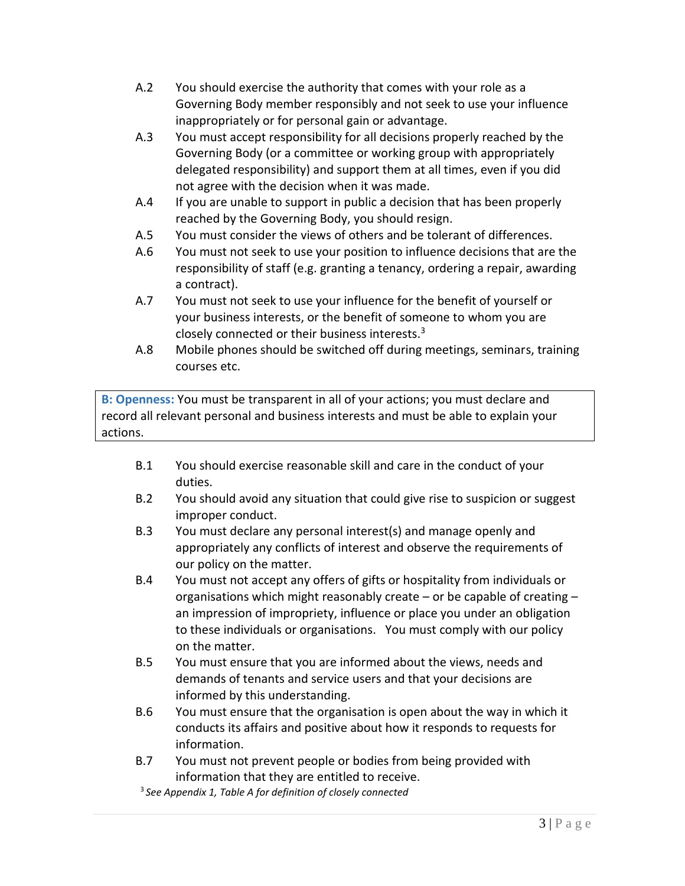A.2 You should exercise the authority that comes with your role as a Governing Body member responsibly and not seek to use your influence inappropriately or for personal gain or advantage.

A.3 You must accept responsibility for all decisions properly reached by the Governing Body (or a committee or working group with appropriately delegated responsibility) and support them at all times, even if you did not agree with the decision when it was made.

A.4 If you are unable to support in public a decision that has been properly reached by the Governing Body, you should resign.

A.5 You must consider the views of others and be tolerant of differences.

A.6 You must not seek to use your position to influence decisions that are the responsibility of staff (e.g. granting a tenancy, ordering a repair, awarding a contract).

A.7 You must not seek to use your influence for the benefit of yourself or your business interests, or the benefit of someone to whom you are closely connected or their business interests.[3]

A.8 Mobile phones should be switched off during meetings, seminars, training courses etc.

**B: Openness:** You must be transparent in all of your actions; you must declare and record all relevant personal and business interests and must be able to explain your actions.

B.1 You should exercise reasonable skill and care in the conduct of your duties.

B.2 You should avoid any situation that could give rise to suspicion or suggest improper conduct.

B.3 You must declare any personal interest(s) and manage openly and appropriately any conflicts of interest and observe the requirements of our policy on the matter.

B.4 You must not accept any offers of gifts or hospitality from individuals or organisations which might reasonably create – or be capable of creating – an impression of impropriety, influence or place you under an obligation to these individuals or organisations. You must comply with our policy on the matter.

B.5 You must ensure that you are informed about the views, needs and demands of tenants and service users and that your decisions are informed by this understanding.

B.6 You must ensure that the organisation is open about the way in which it conducts its affairs and positive about how it responds to requests for information.

B.7 You must not prevent people or bodies from being provided with information that they are entitled to receive.

[3] *See Appendix 1, Table A for definition of closely connected*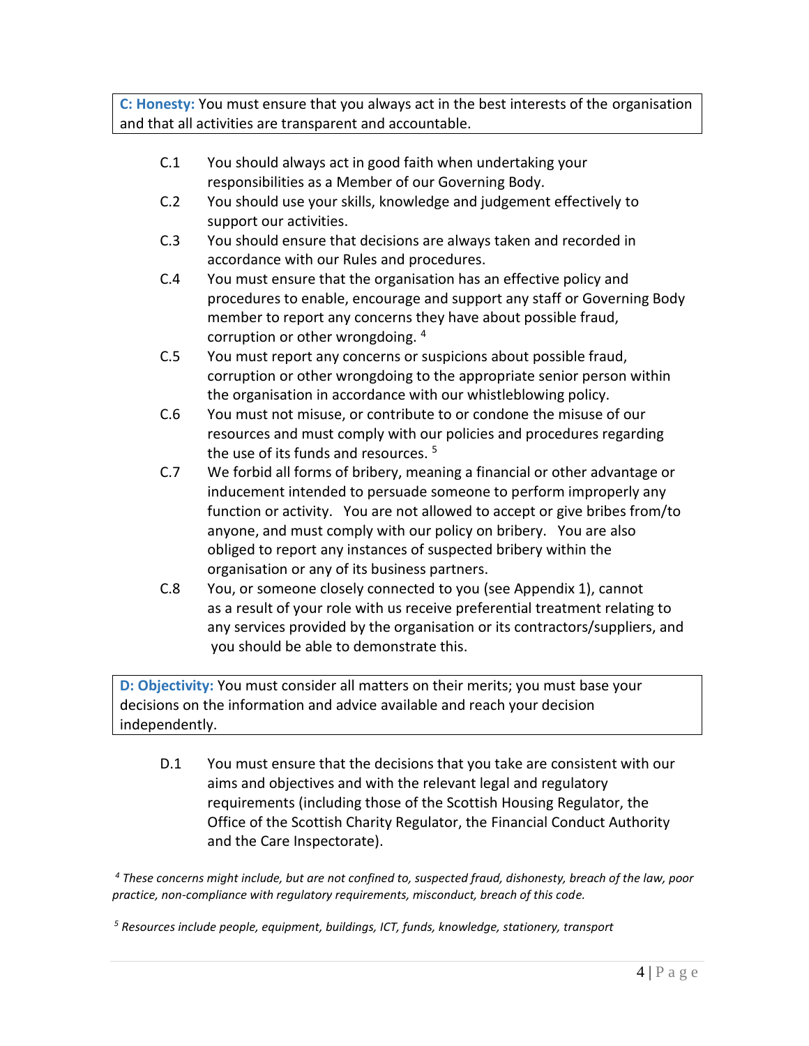**C: Honesty:** You must ensure that you always act in the best interests of the organisation and that all activities are transparent and accountable.

C.1 You should always act in good faith when undertaking your responsibilities as a Member of our Governing Body.

C.2 You should use your skills, knowledge and judgement effectively to support our activities.

C.3 You should ensure that decisions are always taken and recorded in accordance with our Rules and procedures.

C.4 You must ensure that the organisation has an effective policy and procedures to enable, encourage and support any staff or Governing Body member to report any concerns they have about possible fraud, corruption or other wrongdoing. [4]

C.5 You must report any concerns or suspicions about possible fraud, corruption or other wrongdoing to the appropriate senior person within the organisation in accordance with our whistleblowing policy.

C.6 You must not misuse, or contribute to or condone the misuse of our resources and must comply with our policies and procedures regarding the use of its funds and resources. [5]

C.7 We forbid all forms of bribery, meaning a financial or other advantage or inducement intended to persuade someone to perform improperly any function or activity. You are not allowed to accept or give bribes from/to anyone, and must comply with our policy on bribery. You are also obliged to report any instances of suspected bribery within the organisation or any of its business partners.

C.8 You, or someone closely connected to you (see Appendix 1), cannot as a result of your role with us receive preferential treatment relating to any services provided by the organisation or its contractors/suppliers, and you should be able to demonstrate this.

**D: Objectivity:** You must consider all matters on their merits; you must base your decisions on the information and advice available and reach your decision independently.

D.1 You must ensure that the decisions that you take are consistent with our aims and objectives and with the relevant legal and regulatory requirements (including those of the Scottish Housing Regulator, the Office of the Scottish Charity Regulator, the Financial Conduct Authority and the Care Inspectorate).

[4] *These concerns might include, but are not confined to, suspected fraud, dishonesty, breach of the law, poor practice, non-compliance with regulatory requirements, misconduct, breach of this code.*

[5] *Resources include people, equipment, buildings, ICT, funds, knowledge, stationery, transport*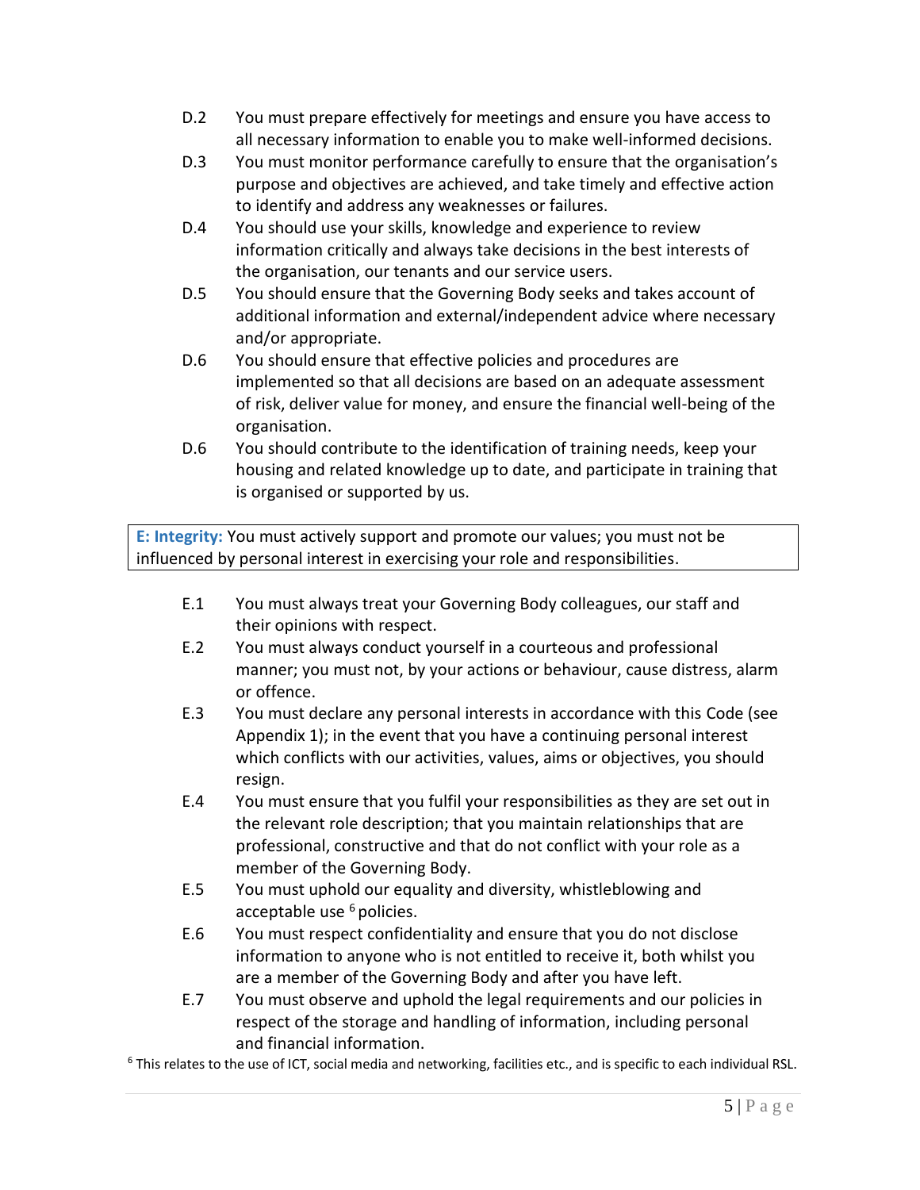D.2 You must prepare effectively for meetings and ensure you have access to all necessary information to enable you to make well-informed decisions.

D.3 You must monitor performance carefully to ensure that the organisation's purpose and objectives are achieved, and take timely and effective action to identify and address any weaknesses or failures.

D.4 You should use your skills, knowledge and experience to review information critically and always take decisions in the best interests of the organisation, our tenants and our service users.

D.5 You should ensure that the Governing Body seeks and takes account of additional information and external/independent advice where necessary and/or appropriate.

D.6 You should ensure that effective policies and procedures are implemented so that all decisions are based on an adequate assessment of risk, deliver value for money, and ensure the financial well-being of the organisation.

D.6 You should contribute to the identification of training needs, keep your housing and related knowledge up to date, and participate in training that is organised or supported by us.

**E: Integrity:** You must actively support and promote our values; you must not be influenced by personal interest in exercising your role and responsibilities.

E.1 You must always treat your Governing Body colleagues, our staff and their opinions with respect.

E.2 You must always conduct yourself in a courteous and professional manner; you must not, by your actions or behaviour, cause distress, alarm or offence.

E.3 You must declare any personal interests in accordance with this Code (see Appendix 1); in the event that you have a continuing personal interest which conflicts with our activities, values, aims or objectives, you should resign.

E.4 You must ensure that you fulfil your responsibilities as they are set out in the relevant role description; that you maintain relationships that are professional, constructive and that do not conflict with your role as a member of the Governing Body.

E.5 You must uphold our equality and diversity, whistleblowing and acceptable use [6] policies.

E.6 You must respect confidentiality and ensure that you do not disclose information to anyone who is not entitled to receive it, both whilst you are a member of the Governing Body and after you have left.

E.7 You must observe and uphold the legal requirements and our policies in respect of the storage and handling of information, including personal and financial information.

[6] This relates to the use of ICT, social media and networking, facilities etc., and is specific to each individual RSL.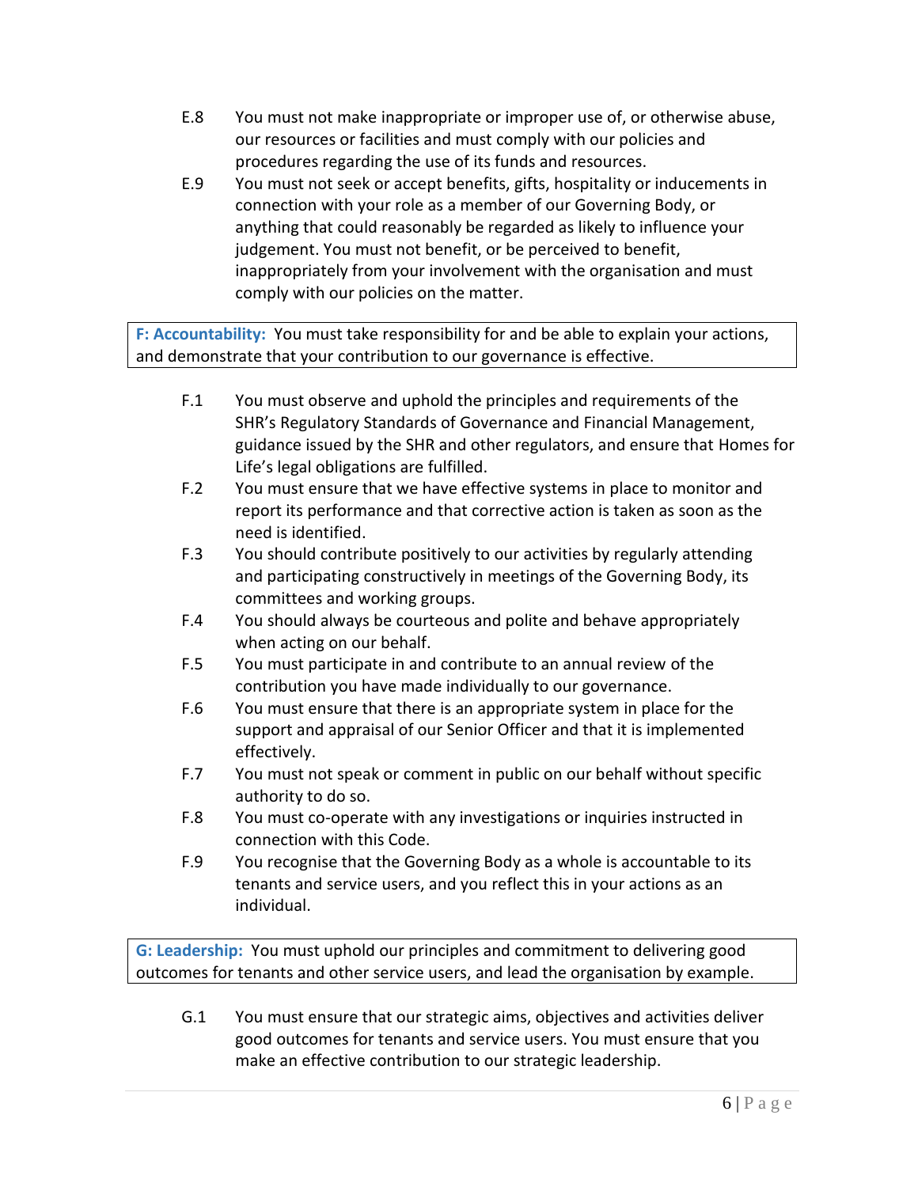E.8 You must not make inappropriate or improper use of, or otherwise abuse, our resources or facilities and must comply with our policies and procedures regarding the use of its funds and resources.

E.9 You must not seek or accept benefits, gifts, hospitality or inducements in connection with your role as a member of our Governing Body, or anything that could reasonably be regarded as likely to influence your judgement. You must not benefit, or be perceived to benefit, inappropriately from your involvement with the organisation and must comply with our policies on the matter.

**F: Accountability:** You must take responsibility for and be able to explain your actions, and demonstrate that your contribution to our governance is effective.

F.1 You must observe and uphold the principles and requirements of the SHR's Regulatory Standards of Governance and Financial Management, guidance issued by the SHR and other regulators, and ensure that Homes for Life's legal obligations are fulfilled.

F.2 You must ensure that we have effective systems in place to monitor and report its performance and that corrective action is taken as soon as the need is identified.

F.3 You should contribute positively to our activities by regularly attending and participating constructively in meetings of the Governing Body, its committees and working groups.

F.4 You should always be courteous and polite and behave appropriately when acting on our behalf.

F.5 You must participate in and contribute to an annual review of the contribution you have made individually to our governance.

F.6 You must ensure that there is an appropriate system in place for the support and appraisal of our Senior Officer and that it is implemented effectively.

F.7 You must not speak or comment in public on our behalf without specific authority to do so.

F.8 You must co-operate with any investigations or inquiries instructed in connection with this Code.

F.9 You recognise that the Governing Body as a whole is accountable to its tenants and service users, and you reflect this in your actions as an individual.

**G: Leadership:** You must uphold our principles and commitment to delivering good outcomes for tenants and other service users, and lead the organisation by example.

G.1 You must ensure that our strategic aims, objectives and activities deliver good outcomes for tenants and service users. You must ensure that you make an effective contribution to our strategic leadership.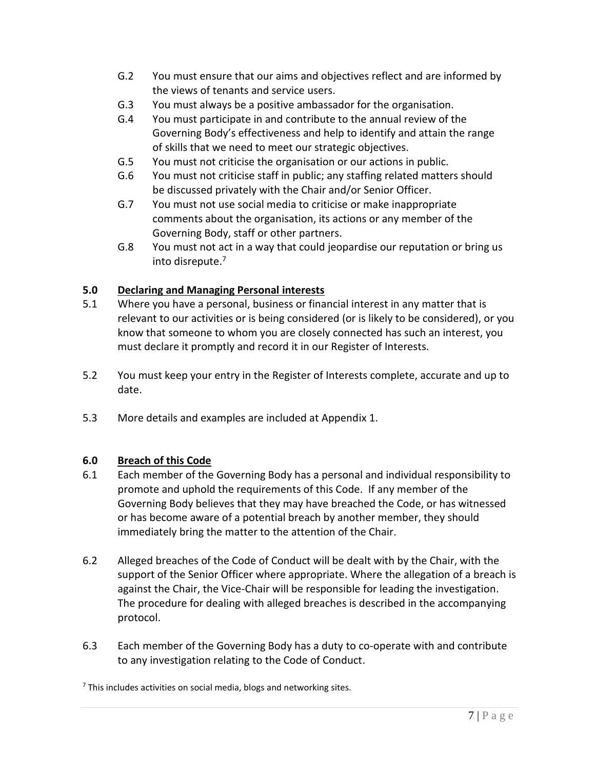G.2 You must ensure that our aims and objectives reflect and are informed by the views of tenants and service users.

G.3 You must always be a positive ambassador for the organisation.

G.4 You must participate in and contribute to the annual review of the Governing Body's effectiveness and help to identify and attain the range of skills that we need to meet our strategic objectives.

G.5 You must not criticise the organisation or our actions in public.

G.6 You must not criticise staff in public; any staffing related matters should be discussed privately with the Chair and/or Senior Officer.

G.7 You must not use social media to criticise or make inappropriate comments about the organisation, its actions or any member of the Governing Body, staff or other partners.

G.8 You must not act in a way that could jeopardise our reputation or bring us into disrepute.[7]

## 5.0 Declaring and Managing Personal interests

5.1 Where you have a personal, business or financial interest in any matter that is relevant to our activities or is being considered (or is likely to be considered), or you know that someone to whom you are closely connected has such an interest, you must declare it promptly and record it in our Register of Interests.

5.2 You must keep your entry in the Register of Interests complete, accurate and up to date.

5.3 More details and examples are included at Appendix 1.

## 6.0 Breach of this Code

6.1 Each member of the Governing Body has a personal and individual responsibility to promote and uphold the requirements of this Code. If any member of the Governing Body believes that they may have breached the Code, or has witnessed or has become aware of a potential breach by another member, they should immediately bring the matter to the attention of the Chair.

6.2 Alleged breaches of the Code of Conduct will be dealt with by the Chair, with the support of the Senior Officer where appropriate. Where the allegation of a breach is against the Chair, the Vice-Chair will be responsible for leading the investigation. The procedure for dealing with alleged breaches is described in the accompanying protocol.

6.3 Each member of the Governing Body has a duty to co-operate with and contribute to any investigation relating to the Code of Conduct.

[7] This includes activities on social media, blogs and networking sites.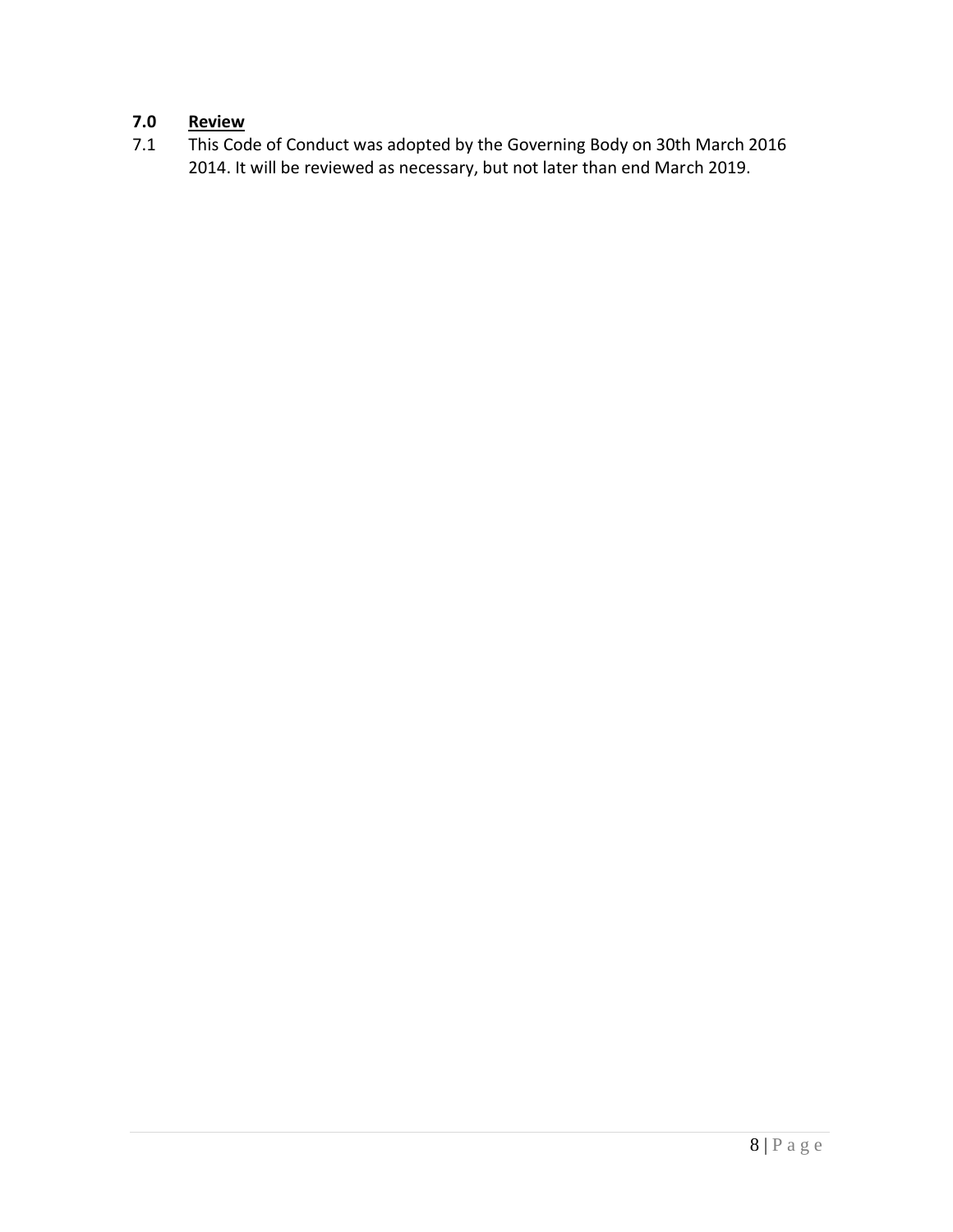## 7.0 Review

7.1 This Code of Conduct was adopted by the Governing Body on 30th March 2016 2014. It will be reviewed as necessary, but not later than end March 2019.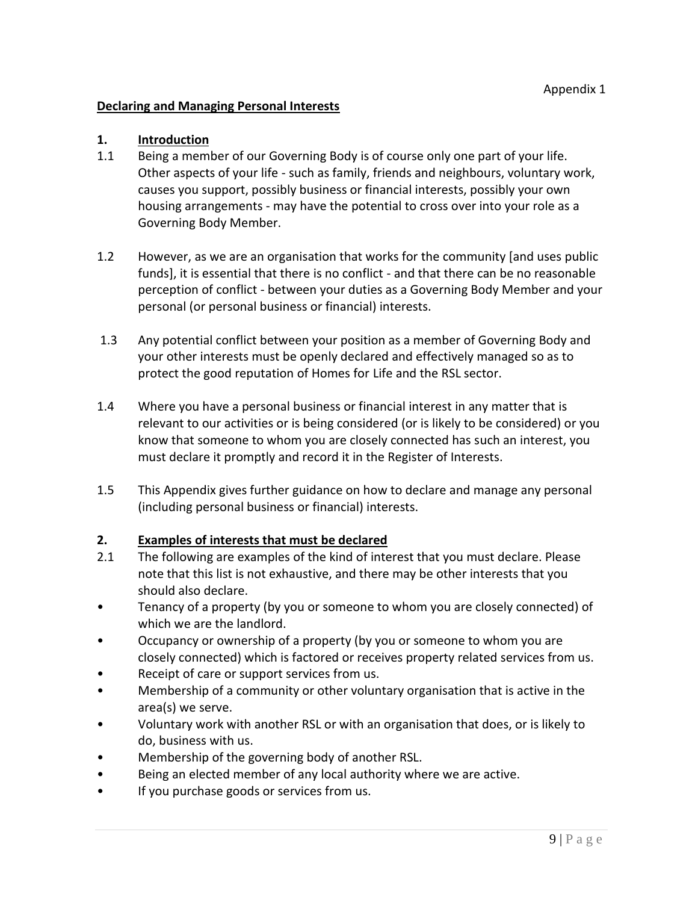Appendix 1

**Declaring and Managing Personal Interests**

## 1. Introduction

1.1 Being a member of our Governing Body is of course only one part of your life. Other aspects of your life - such as family, friends and neighbours, voluntary work, causes you support, possibly business or financial interests, possibly your own housing arrangements - may have the potential to cross over into your role as a Governing Body Member.

1.2 However, as we are an organisation that works for the community [and uses public funds], it is essential that there is no conflict - and that there can be no reasonable perception of conflict - between your duties as a Governing Body Member and your personal (or personal business or financial) interests.

1.3 Any potential conflict between your position as a member of Governing Body and your other interests must be openly declared and effectively managed so as to protect the good reputation of Homes for Life and the RSL sector.

1.4 Where you have a personal business or financial interest in any matter that is relevant to our activities or is being considered (or is likely to be considered) or you know that someone to whom you are closely connected has such an interest, you must declare it promptly and record it in the Register of Interests.

1.5 This Appendix gives further guidance on how to declare and manage any personal (including personal business or financial) interests.

## 2. Examples of interests that must be declared

2.1 The following are examples of the kind of interest that you must declare. Please note that this list is not exhaustive, and there may be other interests that you should also declare.

- Tenancy of a property (by you or someone to whom you are closely connected) of which we are the landlord.
- Occupancy or ownership of a property (by you or someone to whom you are closely connected) which is factored or receives property related services from us.
- Receipt of care or support services from us.
- Membership of a community or other voluntary organisation that is active in the area(s) we serve.
- Voluntary work with another RSL or with an organisation that does, or is likely to do, business with us.
- Membership of the governing body of another RSL.
- Being an elected member of any local authority where we are active.
- If you purchase goods or services from us.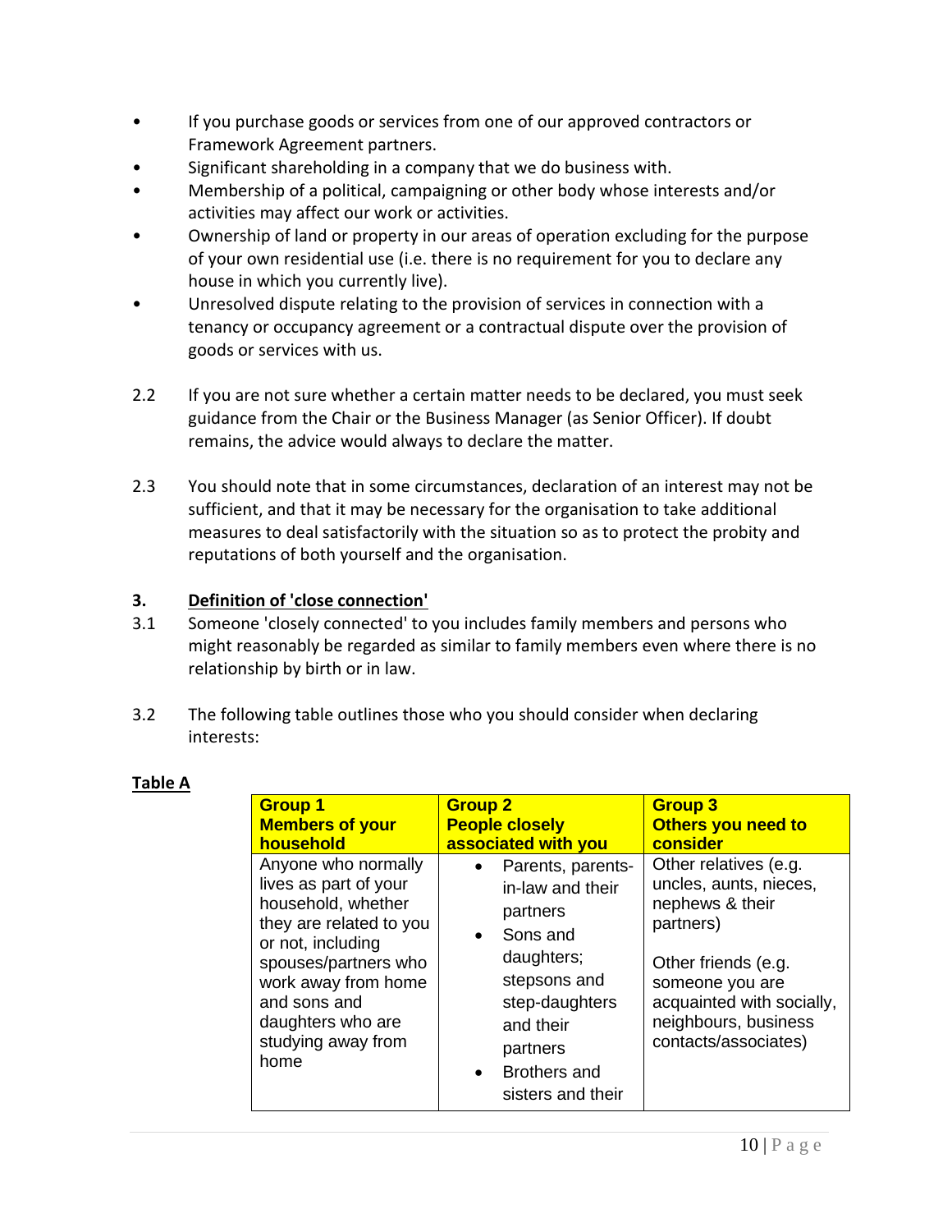- If you purchase goods or services from one of our approved contractors or Framework Agreement partners.
- Significant shareholding in a company that we do business with.
- Membership of a political, campaigning or other body whose interests and/or activities may affect our work or activities.
- Ownership of land or property in our areas of operation excluding for the purpose of your own residential use (i.e. there is no requirement for you to declare any house in which you currently live).
- Unresolved dispute relating to the provision of services in connection with a tenancy or occupancy agreement or a contractual dispute over the provision of goods or services with us.

2.2 If you are not sure whether a certain matter needs to be declared, you must seek guidance from the Chair or the Business Manager (as Senior Officer). If doubt remains, the advice would always to declare the matter.

2.3 You should note that in some circumstances, declaration of an interest may not be sufficient, and that it may be necessary for the organisation to take additional measures to deal satisfactorily with the situation so as to protect the probity and reputations of both yourself and the organisation.

## 3. Definition of 'close connection'

3.1 Someone 'closely connected' to you includes family members and persons who might reasonably be regarded as similar to family members even where there is no relationship by birth or in law.

3.2 The following table outlines those who you should consider when declaring interests:

**Table A**

| Group 1 Members of your household | Group 2 People closely associated with you | Group 3 Others you need to consider |
|---|---|---|
| Anyone who normally lives as part of your household, whether they are related to you or not, including spouses/partners who work away from home and sons and daughters who are studying away from home | • Parents, parents-in-law and their partners<br>• Sons and daughters; stepsons and step-daughters and their partners<br>• Brothers and sisters and their | Other relatives (e.g. uncles, aunts, nieces, nephews & their partners)<br><br>Other friends (e.g. someone you are acquainted with socially, neighbours, business contacts/associates) |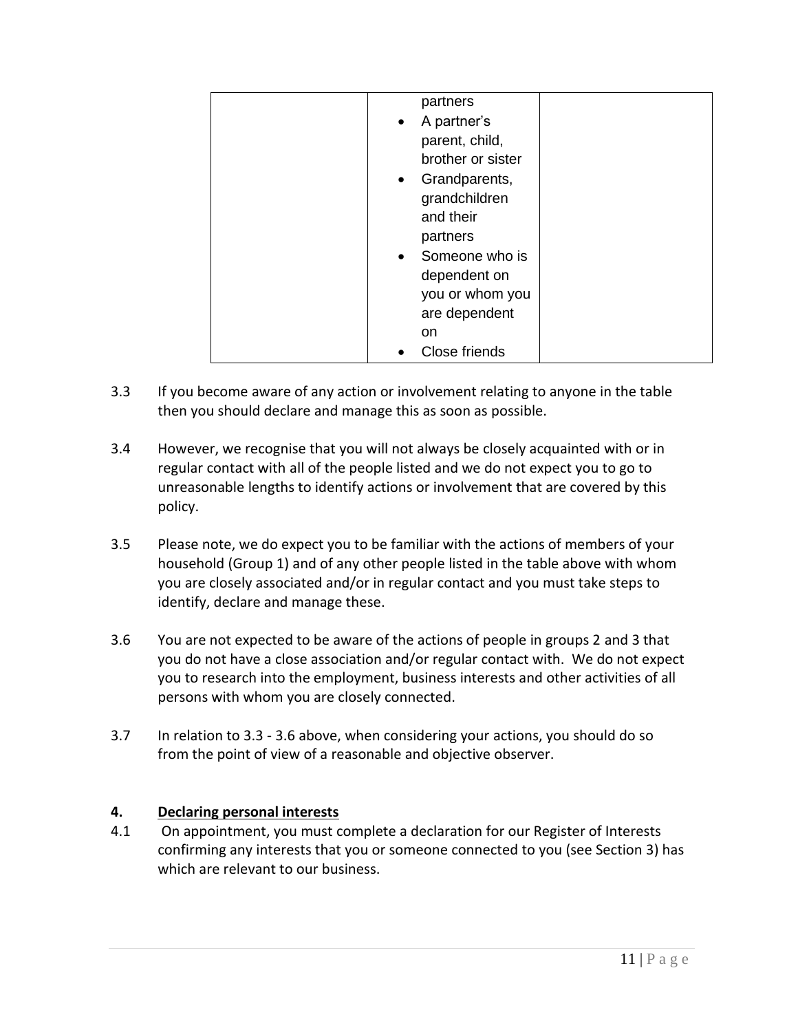| | | |
|---|---|---|
| | partners<br>• A partner's parent, child, brother or sister<br>• Grandparents, grandchildren and their partners<br>• Someone who is dependent on you or whom you are dependent on<br>• Close friends | |

3.3 If you become aware of any action or involvement relating to anyone in the table then you should declare and manage this as soon as possible.

3.4 However, we recognise that you will not always be closely acquainted with or in regular contact with all of the people listed and we do not expect you to go to unreasonable lengths to identify actions or involvement that are covered by this policy.

3.5 Please note, we do expect you to be familiar with the actions of members of your household (Group 1) and of any other people listed in the table above with whom you are closely associated and/or in regular contact and you must take steps to identify, declare and manage these.

3.6 You are not expected to be aware of the actions of people in groups 2 and 3 that you do not have a close association and/or regular contact with. We do not expect you to research into the employment, business interests and other activities of all persons with whom you are closely connected.

3.7 In relation to 3.3 - 3.6 above, when considering your actions, you should do so from the point of view of a reasonable and objective observer.

## 4. Declaring personal interests

4.1 On appointment, you must complete a declaration for our Register of Interests confirming any interests that you or someone connected to you (see Section 3) has which are relevant to our business.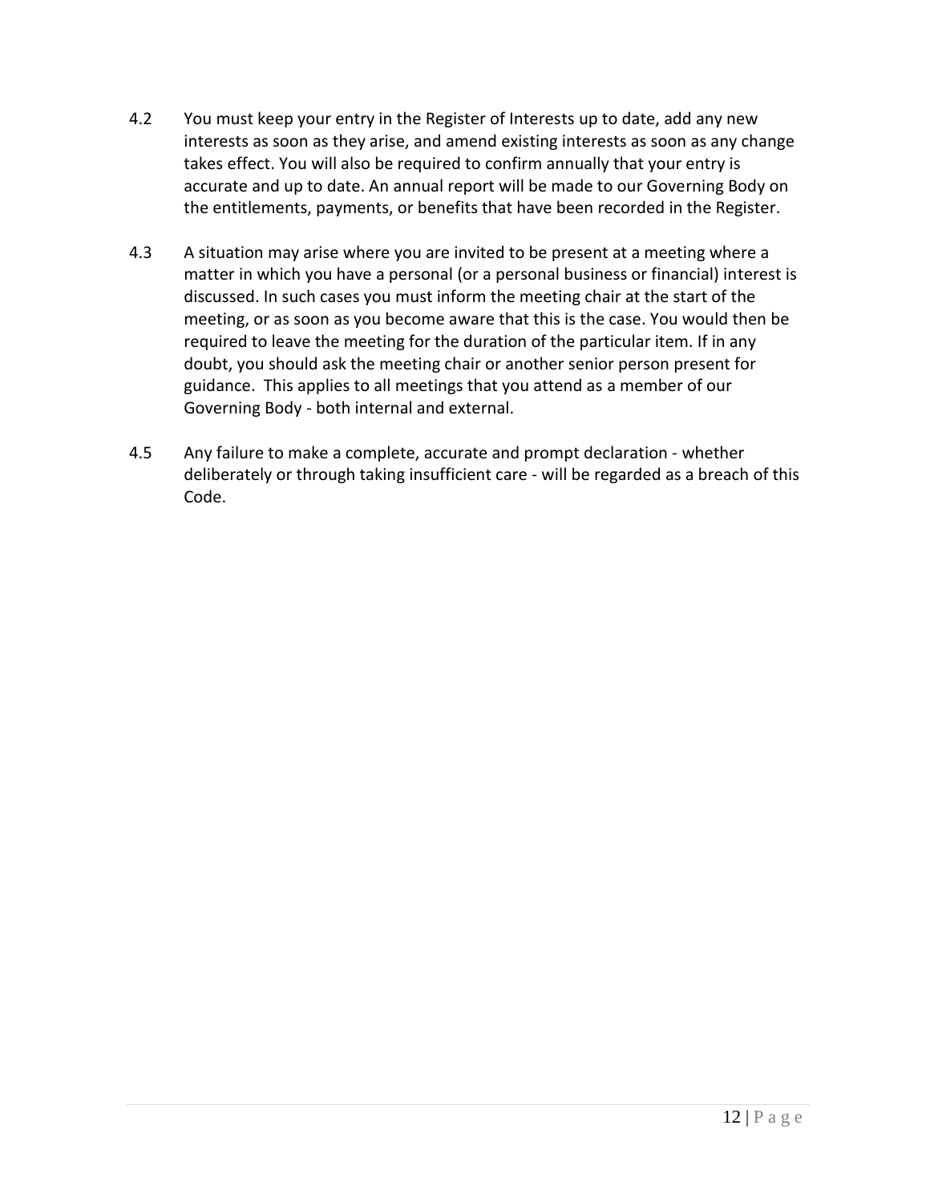4.2 You must keep your entry in the Register of Interests up to date, add any new interests as soon as they arise, and amend existing interests as soon as any change takes effect. You will also be required to confirm annually that your entry is accurate and up to date. An annual report will be made to our Governing Body on the entitlements, payments, or benefits that have been recorded in the Register.

4.3 A situation may arise where you are invited to be present at a meeting where a matter in which you have a personal (or a personal business or financial) interest is discussed. In such cases you must inform the meeting chair at the start of the meeting, or as soon as you become aware that this is the case. You would then be required to leave the meeting for the duration of the particular item. If in any doubt, you should ask the meeting chair or another senior person present for guidance. This applies to all meetings that you attend as a member of our Governing Body - both internal and external.

4.5 Any failure to make a complete, accurate and prompt declaration - whether deliberately or through taking insufficient care - will be regarded as a breach of this Code.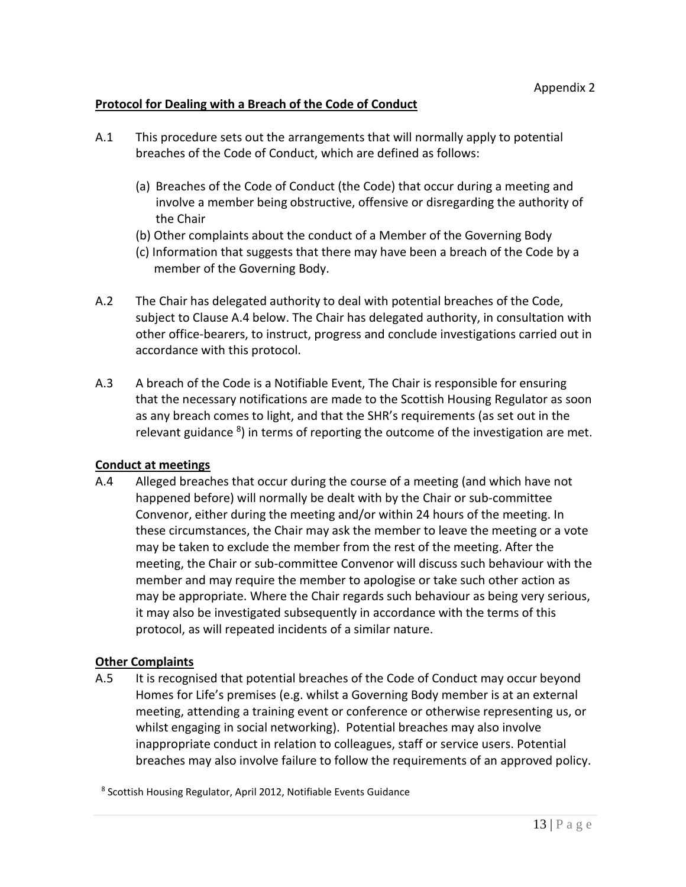Appendix 2

**Protocol for Dealing with a Breach of the Code of Conduct**

A.1 This procedure sets out the arrangements that will normally apply to potential breaches of the Code of Conduct, which are defined as follows:

(a) Breaches of the Code of Conduct (the Code) that occur during a meeting and involve a member being obstructive, offensive or disregarding the authority of the Chair
(b) Other complaints about the conduct of a Member of the Governing Body
(c) Information that suggests that there may have been a breach of the Code by a member of the Governing Body.

A.2 The Chair has delegated authority to deal with potential breaches of the Code, subject to Clause A.4 below. The Chair has delegated authority, in consultation with other office-bearers, to instruct, progress and conclude investigations carried out in accordance with this protocol.

A.3 A breach of the Code is a Notifiable Event, The Chair is responsible for ensuring that the necessary notifications are made to the Scottish Housing Regulator as soon as any breach comes to light, and that the SHR's requirements (as set out in the relevant guidance [8]) in terms of reporting the outcome of the investigation are met.

**Conduct at meetings**

A.4 Alleged breaches that occur during the course of a meeting (and which have not happened before) will normally be dealt with by the Chair or sub-committee Convenor, either during the meeting and/or within 24 hours of the meeting. In these circumstances, the Chair may ask the member to leave the meeting or a vote may be taken to exclude the member from the rest of the meeting. After the meeting, the Chair or sub-committee Convenor will discuss such behaviour with the member and may require the member to apologise or take such other action as may be appropriate. Where the Chair regards such behaviour as being very serious, it may also be investigated subsequently in accordance with the terms of this protocol, as will repeated incidents of a similar nature.

**Other Complaints**

A.5 It is recognised that potential breaches of the Code of Conduct may occur beyond Homes for Life's premises (e.g. whilst a Governing Body member is at an external meeting, attending a training event or conference or otherwise representing us, or whilst engaging in social networking). Potential breaches may also involve inappropriate conduct in relation to colleagues, staff or service users. Potential breaches may also involve failure to follow the requirements of an approved policy.

[8] Scottish Housing Regulator, April 2012, Notifiable Events Guidance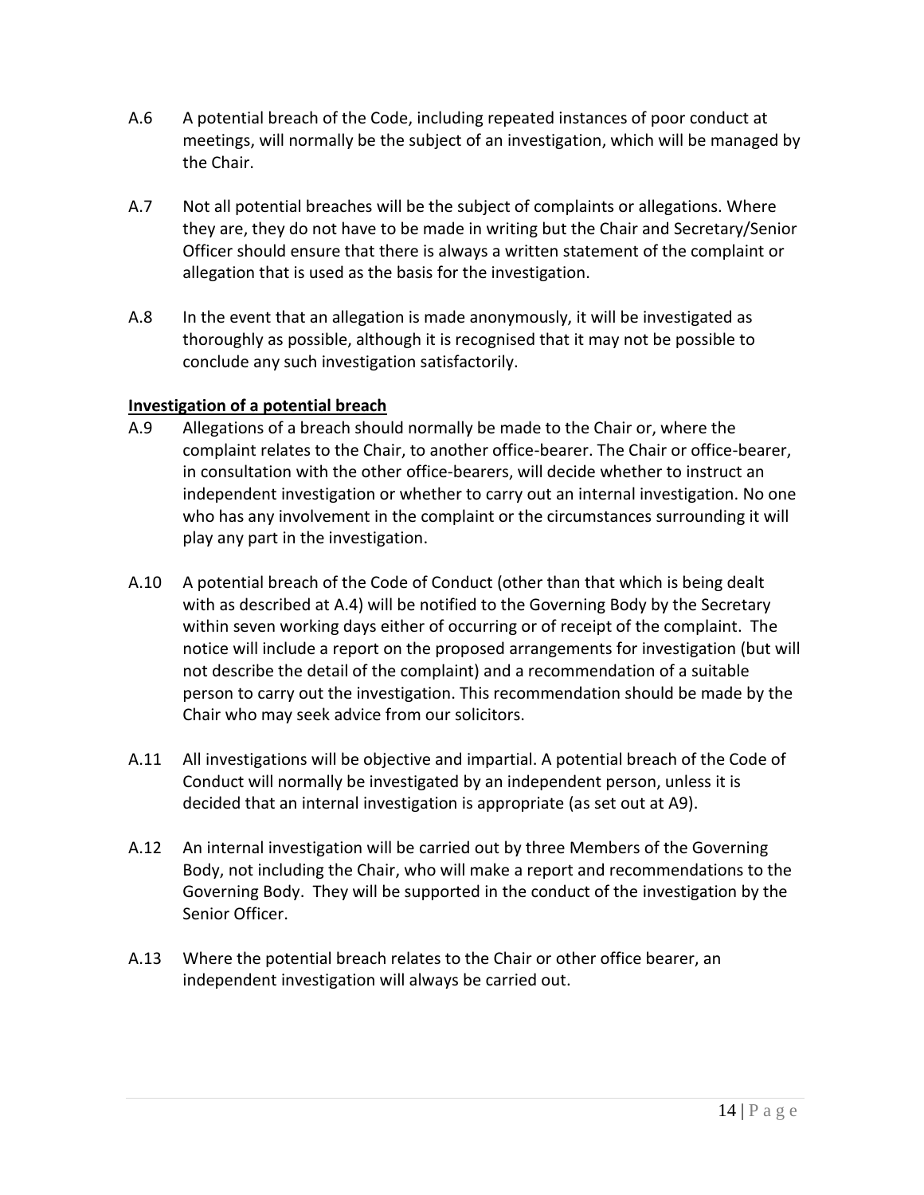A.6 A potential breach of the Code, including repeated instances of poor conduct at meetings, will normally be the subject of an investigation, which will be managed by the Chair.

A.7 Not all potential breaches will be the subject of complaints or allegations. Where they are, they do not have to be made in writing but the Chair and Secretary/Senior Officer should ensure that there is always a written statement of the complaint or allegation that is used as the basis for the investigation.

A.8 In the event that an allegation is made anonymously, it will be investigated as thoroughly as possible, although it is recognised that it may not be possible to conclude any such investigation satisfactorily.

**Investigation of a potential breach**

A.9 Allegations of a breach should normally be made to the Chair or, where the complaint relates to the Chair, to another office-bearer. The Chair or office-bearer, in consultation with the other office-bearers, will decide whether to instruct an independent investigation or whether to carry out an internal investigation. No one who has any involvement in the complaint or the circumstances surrounding it will play any part in the investigation.

A.10 A potential breach of the Code of Conduct (other than that which is being dealt with as described at A.4) will be notified to the Governing Body by the Secretary within seven working days either of occurring or of receipt of the complaint. The notice will include a report on the proposed arrangements for investigation (but will not describe the detail of the complaint) and a recommendation of a suitable person to carry out the investigation. This recommendation should be made by the Chair who may seek advice from our solicitors.

A.11 All investigations will be objective and impartial. A potential breach of the Code of Conduct will normally be investigated by an independent person, unless it is decided that an internal investigation is appropriate (as set out at A9).

A.12 An internal investigation will be carried out by three Members of the Governing Body, not including the Chair, who will make a report and recommendations to the Governing Body. They will be supported in the conduct of the investigation by the Senior Officer.

A.13 Where the potential breach relates to the Chair or other office bearer, an independent investigation will always be carried out.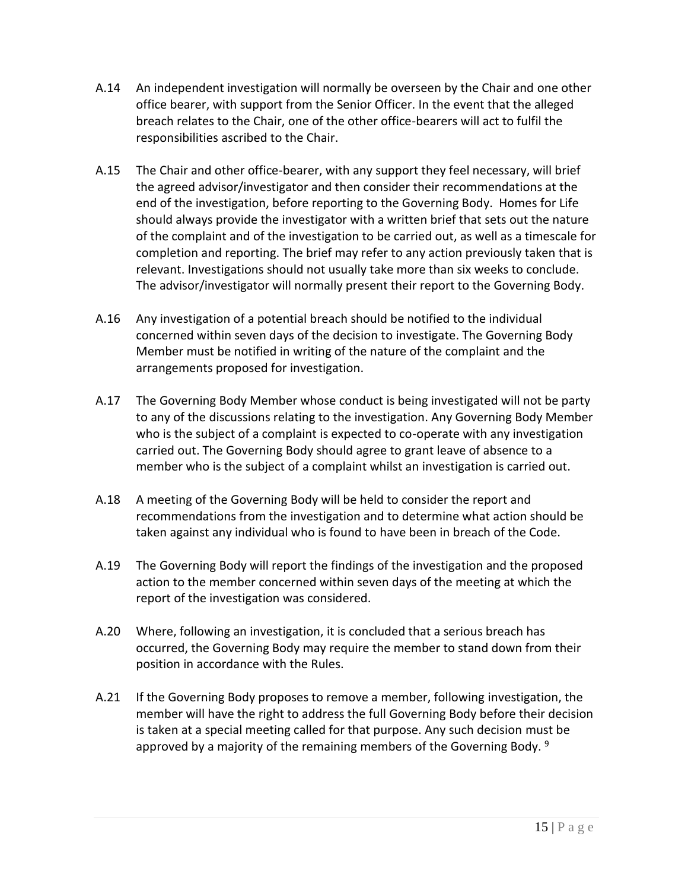A.14 An independent investigation will normally be overseen by the Chair and one other office bearer, with support from the Senior Officer. In the event that the alleged breach relates to the Chair, one of the other office-bearers will act to fulfil the responsibilities ascribed to the Chair.

A.15 The Chair and other office-bearer, with any support they feel necessary, will brief the agreed advisor/investigator and then consider their recommendations at the end of the investigation, before reporting to the Governing Body. Homes for Life should always provide the investigator with a written brief that sets out the nature of the complaint and of the investigation to be carried out, as well as a timescale for completion and reporting. The brief may refer to any action previously taken that is relevant. Investigations should not usually take more than six weeks to conclude. The advisor/investigator will normally present their report to the Governing Body.

A.16 Any investigation of a potential breach should be notified to the individual concerned within seven days of the decision to investigate. The Governing Body Member must be notified in writing of the nature of the complaint and the arrangements proposed for investigation.

A.17 The Governing Body Member whose conduct is being investigated will not be party to any of the discussions relating to the investigation. Any Governing Body Member who is the subject of a complaint is expected to co-operate with any investigation carried out. The Governing Body should agree to grant leave of absence to a member who is the subject of a complaint whilst an investigation is carried out.

A.18 A meeting of the Governing Body will be held to consider the report and recommendations from the investigation and to determine what action should be taken against any individual who is found to have been in breach of the Code.

A.19 The Governing Body will report the findings of the investigation and the proposed action to the member concerned within seven days of the meeting at which the report of the investigation was considered.

A.20 Where, following an investigation, it is concluded that a serious breach has occurred, the Governing Body may require the member to stand down from their position in accordance with the Rules.

A.21 If the Governing Body proposes to remove a member, following investigation, the member will have the right to address the full Governing Body before their decision is taken at a special meeting called for that purpose. Any such decision must be approved by a majority of the remaining members of the Governing Body. [9]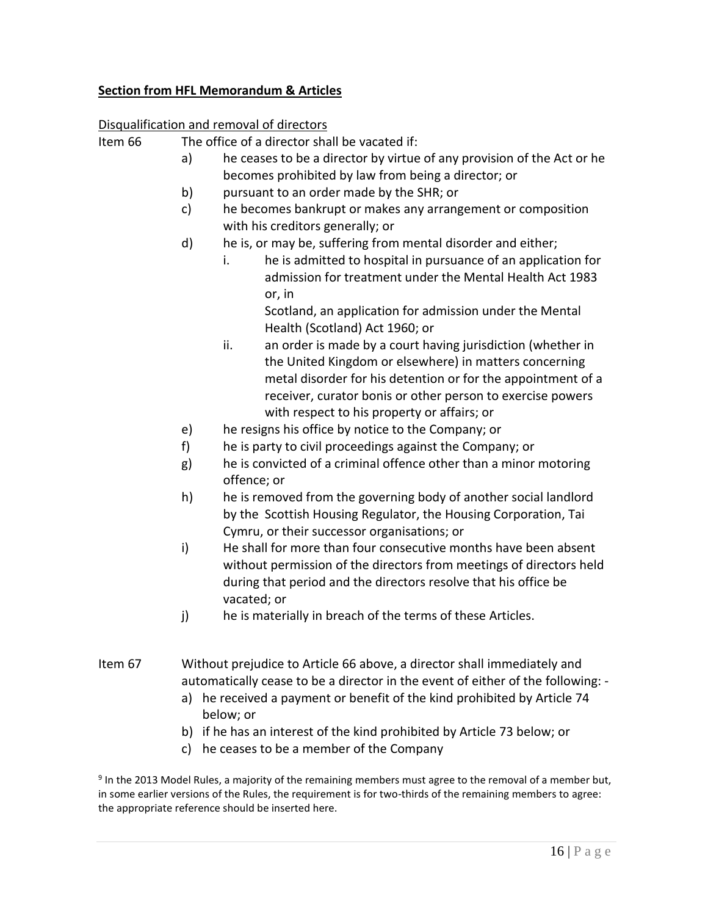**Section from HFL Memorandum & Articles**

Disqualification and removal of directors

Item 66 The office of a director shall be vacated if:

- a) he ceases to be a director by virtue of any provision of the Act or he becomes prohibited by law from being a director; or
- b) pursuant to an order made by the SHR; or
- c) he becomes bankrupt or makes any arrangement or composition with his creditors generally; or
- d) he is, or may be, suffering from mental disorder and either;
  - i. he is admitted to hospital in pursuance of an application for admission for treatment under the Mental Health Act 1983 or, in Scotland, an application for admission under the Mental Health (Scotland) Act 1960; or
  - ii. an order is made by a court having jurisdiction (whether in the United Kingdom or elsewhere) in matters concerning metal disorder for his detention or for the appointment of a receiver, curator bonis or other person to exercise powers with respect to his property or affairs; or
- e) he resigns his office by notice to the Company; or
- f) he is party to civil proceedings against the Company; or
- g) he is convicted of a criminal offence other than a minor motoring offence; or
- h) he is removed from the governing body of another social landlord by the Scottish Housing Regulator, the Housing Corporation, Tai Cymru, or their successor organisations; or
- i) He shall for more than four consecutive months have been absent without permission of the directors from meetings of directors held during that period and the directors resolve that his office be vacated; or
- j) he is materially in breach of the terms of these Articles.

Item 67 Without prejudice to Article 66 above, a director shall immediately and automatically cease to be a director in the event of either of the following: -

- a) he received a payment or benefit of the kind prohibited by Article 74 below; or
- b) if he has an interest of the kind prohibited by Article 73 below; or
- c) he ceases to be a member of the Company

[9] In the 2013 Model Rules, a majority of the remaining members must agree to the removal of a member but, in some earlier versions of the Rules, the requirement is for two-thirds of the remaining members to agree: the appropriate reference should be inserted here.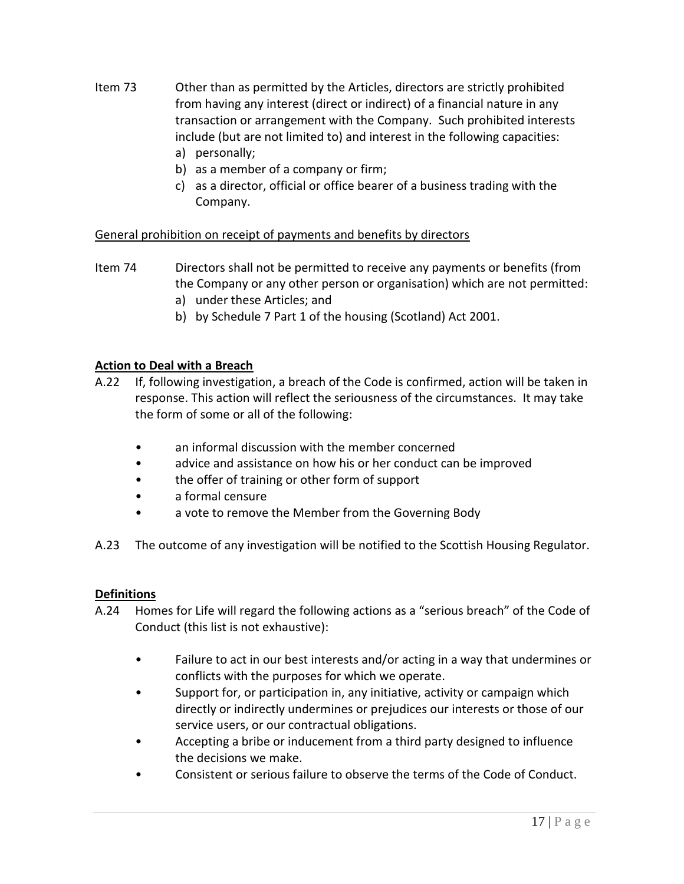Item 73 Other than as permitted by the Articles, directors are strictly prohibited from having any interest (direct or indirect) of a financial nature in any transaction or arrangement with the Company. Such prohibited interests include (but are not limited to) and interest in the following capacities:

a) personally;
b) as a member of a company or firm;
c) as a director, official or office bearer of a business trading with the Company.

General prohibition on receipt of payments and benefits by directors

Item 74 Directors shall not be permitted to receive any payments or benefits (from the Company or any other person or organisation) which are not permitted:

a) under these Articles; and
b) by Schedule 7 Part 1 of the housing (Scotland) Act 2001.

**Action to Deal with a Breach**

A.22 If, following investigation, a breach of the Code is confirmed, action will be taken in response. This action will reflect the seriousness of the circumstances. It may take the form of some or all of the following:

- an informal discussion with the member concerned
- advice and assistance on how his or her conduct can be improved
- the offer of training or other form of support
- a formal censure
- a vote to remove the Member from the Governing Body

A.23 The outcome of any investigation will be notified to the Scottish Housing Regulator.

**Definitions**

A.24 Homes for Life will regard the following actions as a "serious breach" of the Code of Conduct (this list is not exhaustive):

- Failure to act in our best interests and/or acting in a way that undermines or conflicts with the purposes for which we operate.
- Support for, or participation in, any initiative, activity or campaign which directly or indirectly undermines or prejudices our interests or those of our service users, or our contractual obligations.
- Accepting a bribe or inducement from a third party designed to influence the decisions we make.
- Consistent or serious failure to observe the terms of the Code of Conduct.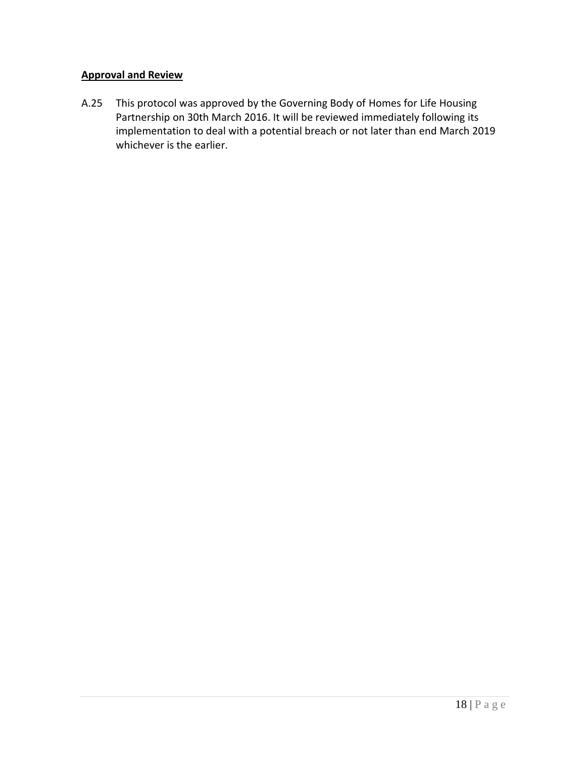**Approval and Review**

A.25 This protocol was approved by the Governing Body of Homes for Life Housing Partnership on 30th March 2016. It will be reviewed immediately following its implementation to deal with a potential breach or not later than end March 2019 whichever is the earlier.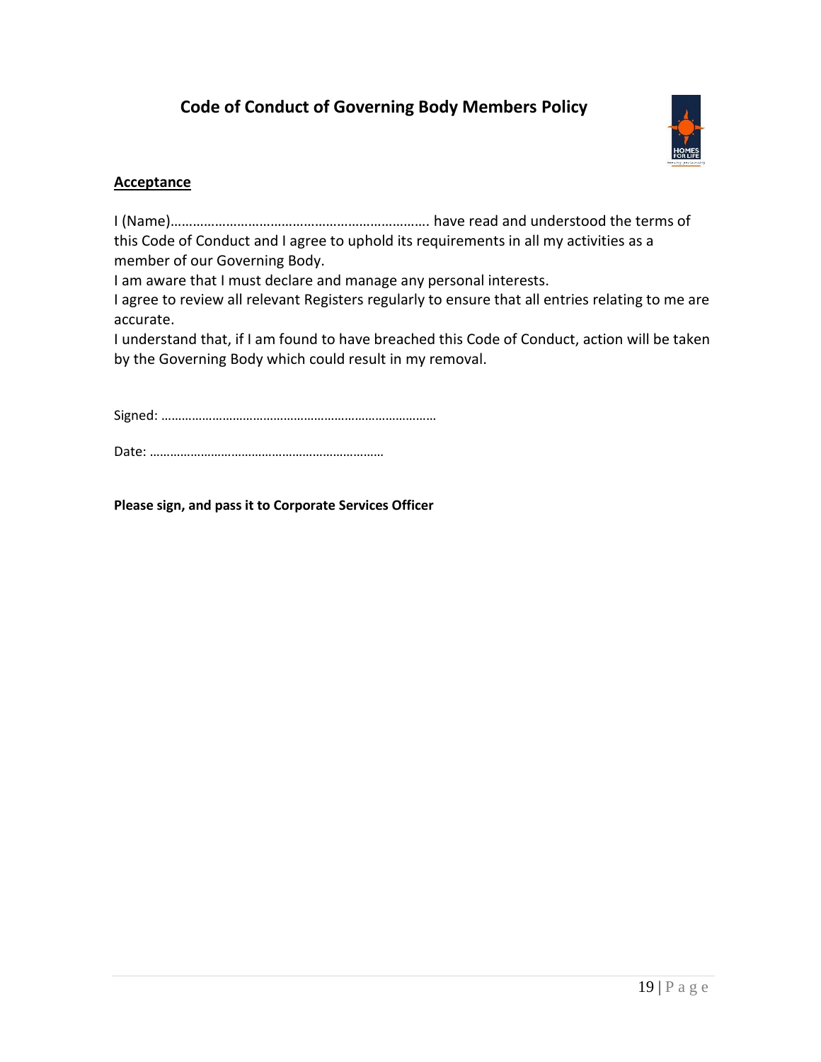# Code of Conduct of Governing Body Members Policy

**Acceptance**

I (Name)……………………………………………………………. have read and understood the terms of this Code of Conduct and I agree to uphold its requirements in all my activities as a member of our Governing Body.
I am aware that I must declare and manage any personal interests.
I agree to review all relevant Registers regularly to ensure that all entries relating to me are accurate.
I understand that, if I am found to have breached this Code of Conduct, action will be taken by the Governing Body which could result in my removal.

Signed: ………………………………………………………………………

Date: ……………………………………………………………

**Please sign, and pass it to Corporate Services Officer**